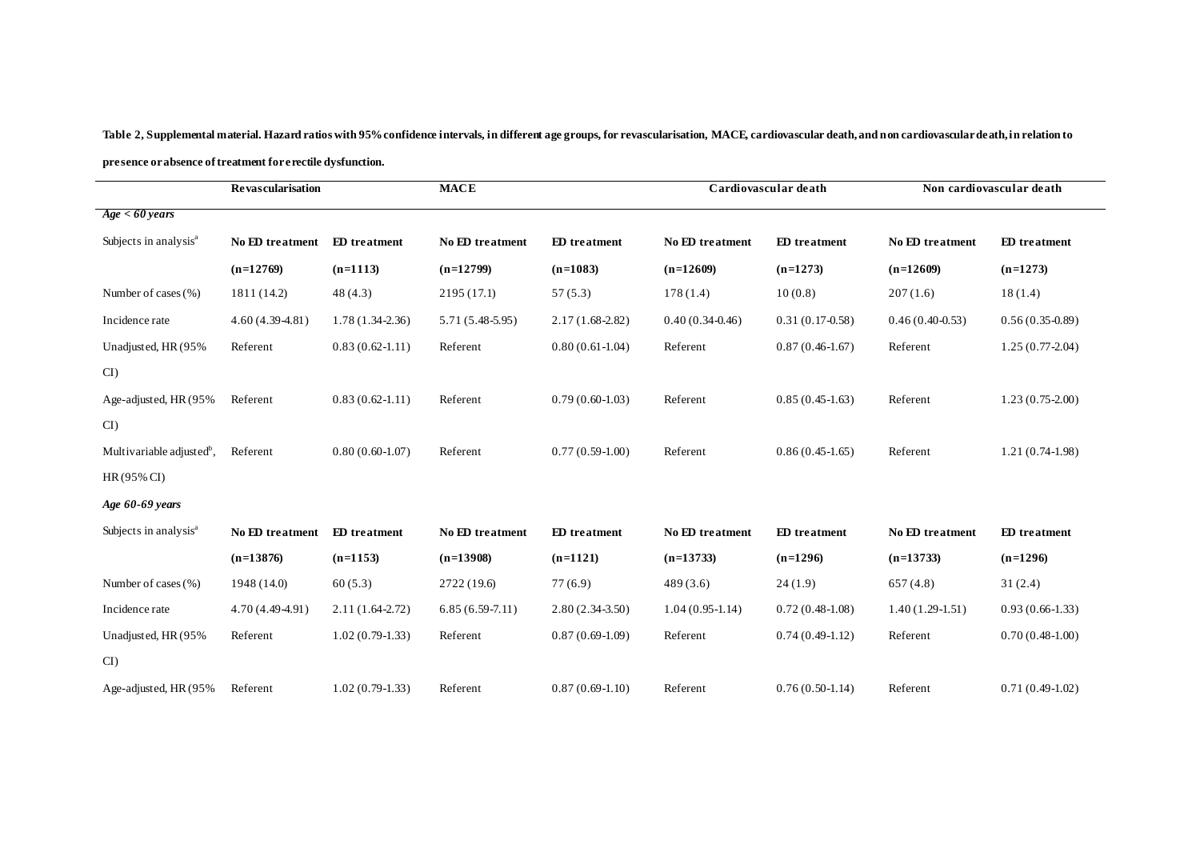**Table 2, Supplemental material. Hazard ratios with 95% confidence intervals, in different age groups, for revascularisation, MACE, cardiovascular death, and non cardiovascular death, in relation to presence or absence of treatment for erectile dysfunction.**

| | Revascularisation | | MACE | | Cardiovascular death | | Non cardiovascular death | |
|---|---|---|---|---|---|---|---|---|
| ***Age < 60 years*** | | | | | | | | |
| Subjects in analysis[a] | **No ED treatment (n=12769)** | **ED treatment (n=1113)** | **No ED treatment (n=12799)** | **ED treatment (n=1083)** | **No ED treatment (n=12609)** | **ED treatment (n=1273)** | **No ED treatment (n=12609)** | **ED treatment (n=1273)** |
| Number of cases (%) | 1811 (14.2) | 48 (4.3) | 2195 (17.1) | 57 (5.3) | 178 (1.4) | 10 (0.8) | 207 (1.6) | 18 (1.4) |
| Incidence rate | 4.60 (4.39-4.81) | 1.78 (1.34-2.36) | 5.71 (5.48-5.95) | 2.17 (1.68-2.82) | 0.40 (0.34-0.46) | 0.31 (0.17-0.58) | 0.46 (0.40-0.53) | 0.56 (0.35-0.89) |
| Unadjusted, HR (95% CI) | Referent | 0.83 (0.62-1.11) | Referent | 0.80 (0.61-1.04) | Referent | 0.87 (0.46-1.67) | Referent | 1.25 (0.77-2.04) |
| Age-adjusted, HR (95% CI) | Referent | 0.83 (0.62-1.11) | Referent | 0.79 (0.60-1.03) | Referent | 0.85 (0.45-1.63) | Referent | 1.23 (0.75-2.00) |
| Multivariable adjusted[b], HR (95% CI) | Referent | 0.80 (0.60-1.07) | Referent | 0.77 (0.59-1.00) | Referent | 0.86 (0.45-1.65) | Referent | 1.21 (0.74-1.98) |
| ***Age 60-69 years*** | | | | | | | | |
| Subjects in analysis[a] | **No ED treatment (n=13876)** | **ED treatment (n=1153)** | **No ED treatment (n=13908)** | **ED treatment (n=1121)** | **No ED treatment (n=13733)** | **ED treatment (n=1296)** | **No ED treatment (n=13733)** | **ED treatment (n=1296)** |
| Number of cases (%) | 1948 (14.0) | 60 (5.3) | 2722 (19.6) | 77 (6.9) | 489 (3.6) | 24 (1.9) | 657 (4.8) | 31 (2.4) |
| Incidence rate | 4.70 (4.49-4.91) | 2.11 (1.64-2.72) | 6.85 (6.59-7.11) | 2.80 (2.34-3.50) | 1.04 (0.95-1.14) | 0.72 (0.48-1.08) | 1.40 (1.29-1.51) | 0.93 (0.66-1.33) |
| Unadjusted, HR (95% CI) | Referent | 1.02 (0.79-1.33) | Referent | 0.87 (0.69-1.09) | Referent | 0.74 (0.49-1.12) | Referent | 0.70 (0.48-1.00) |
| Age-adjusted, HR (95% | Referent | 1.02 (0.79-1.33) | Referent | 0.87 (0.69-1.10) | Referent | 0.76 (0.50-1.14) | Referent | 0.71 (0.49-1.02) |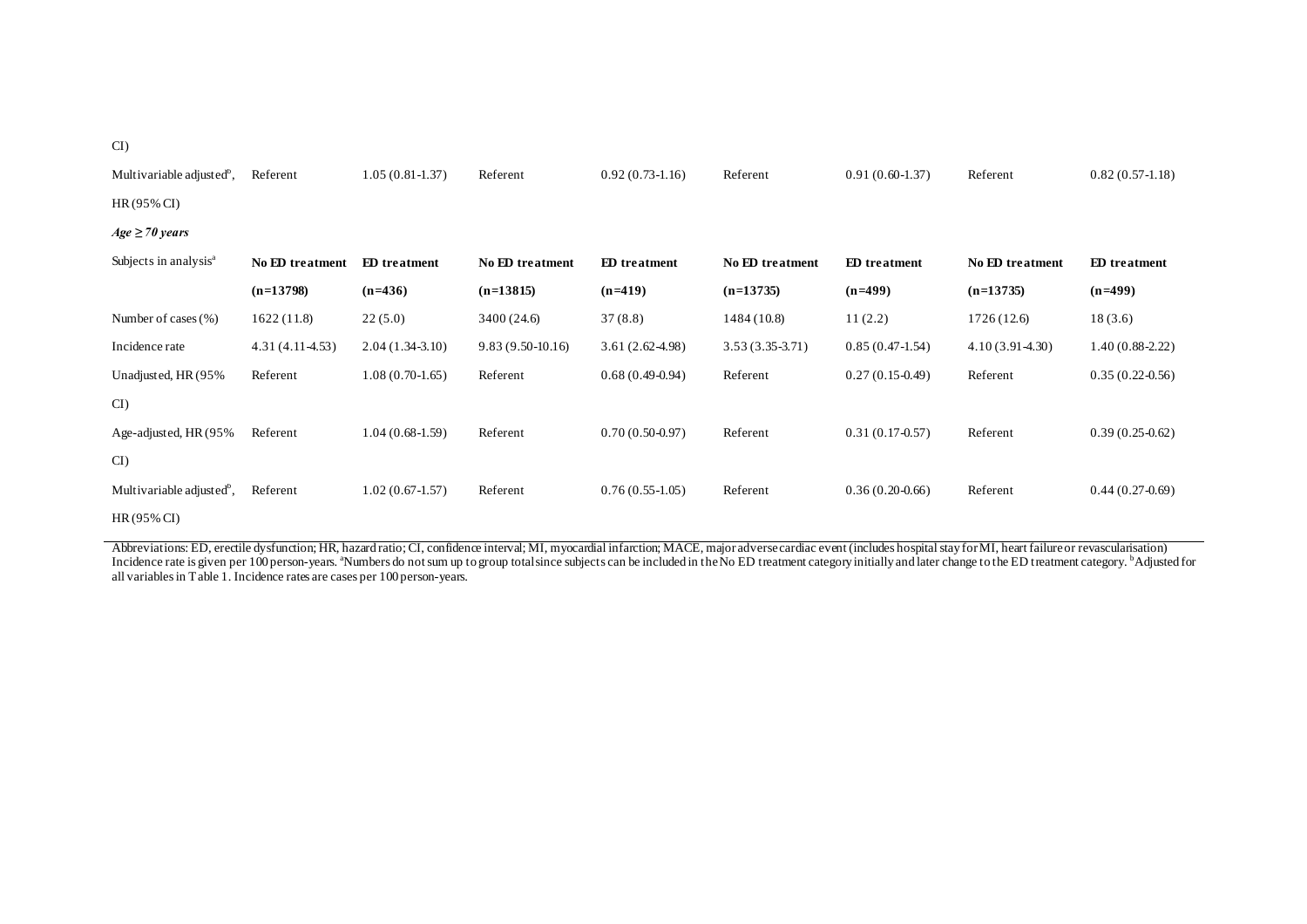| | | | | | | | | |
|---|---|---|---|---|---|---|---|---|
| CI) | | | | | | | | |
| Multivariable adjusted[b], HR (95% CI) | Referent | 1.05 (0.81-1.37) | Referent | 0.92 (0.73-1.16) | Referent | 0.91 (0.60-1.37) | Referent | 0.82 (0.57-1.18) |
| ***Age ≥ 70 years*** | | | | | | | | |
| Subjects in analysis[a] | **No ED treatment (n=13798)** | **ED treatment (n=436)** | **No ED treatment (n=13815)** | **ED treatment (n=419)** | **No ED treatment (n=13735)** | **ED treatment (n=499)** | **No ED treatment (n=13735)** | **ED treatment (n=499)** |
| Number of cases (%) | 1622 (11.8) | 22 (5.0) | 3400 (24.6) | 37 (8.8) | 1484 (10.8) | 11 (2.2) | 1726 (12.6) | 18 (3.6) |
| Incidence rate | 4.31 (4.11-4.53) | 2.04 (1.34-3.10) | 9.83 (9.50-10.16) | 3.61 (2.62-4.98) | 3.53 (3.35-3.71) | 0.85 (0.47-1.54) | 4.10 (3.91-4.30) | 1.40 (0.88-2.22) |
| Unadjusted, HR (95% CI) | Referent | 1.08 (0.70-1.65) | Referent | 0.68 (0.49-0.94) | Referent | 0.27 (0.15-0.49) | Referent | 0.35 (0.22-0.56) |
| Age-adjusted, HR (95% CI) | Referent | 1.04 (0.68-1.59) | Referent | 0.70 (0.50-0.97) | Referent | 0.31 (0.17-0.57) | Referent | 0.39 (0.25-0.62) |
| Multivariable adjusted[b], HR (95% CI) | Referent | 1.02 (0.67-1.57) | Referent | 0.76 (0.55-1.05) | Referent | 0.36 (0.20-0.66) | Referent | 0.44 (0.27-0.69) |

Abbreviations: ED, erectile dysfunction; HR, hazard ratio; CI, confidence interval; MI, myocardial infarction; MACE, major adverse cardiac event (includes hospital stay for MI, heart failure or revascularisation) Incidence rate is given per 100 person-years. [a]Numbers do not sum up to group total since subjects can be included in the No ED treatment category initially and later change to the ED treatment category. [b]Adjusted for all variables in Table 1. Incidence rates are cases per 100 person-years.